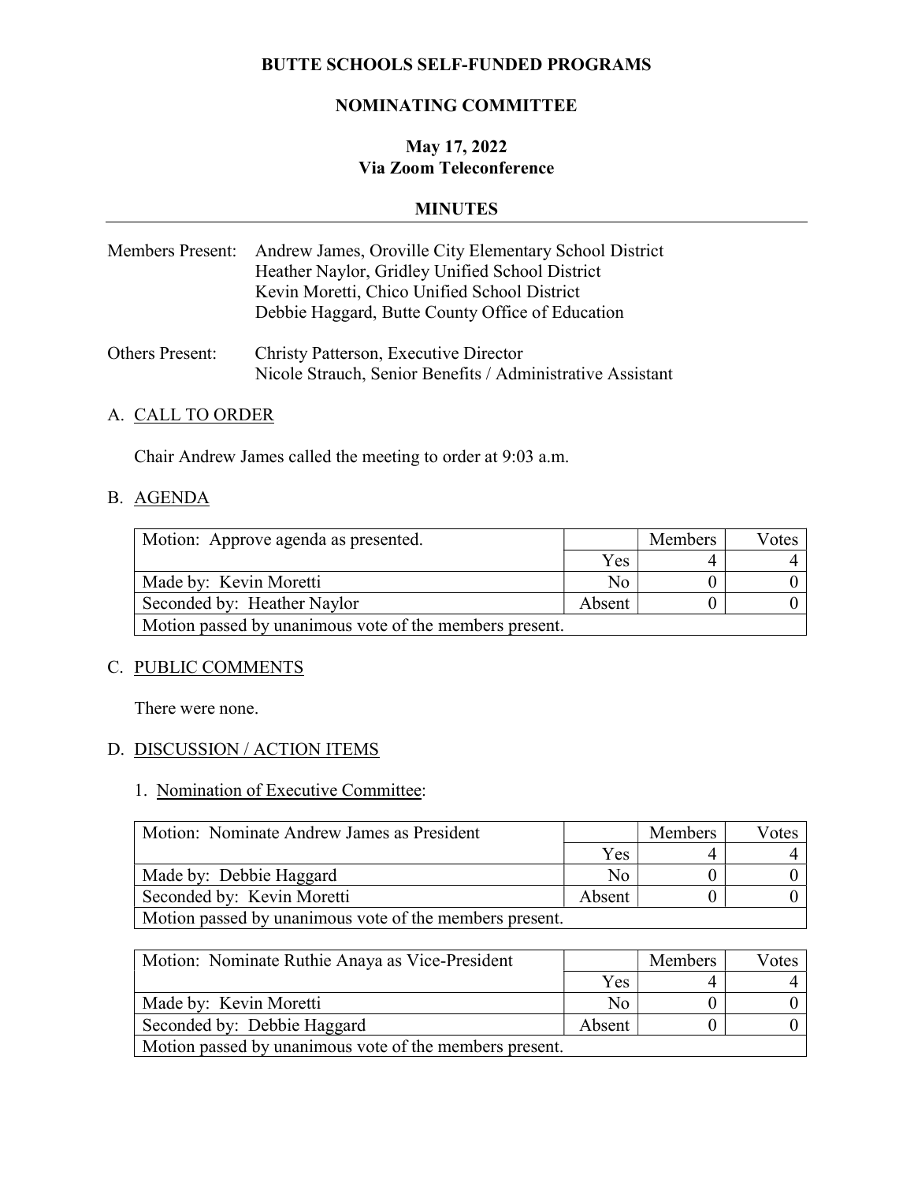**BUTTE SCHOOLS SELF-FUNDED PROGRAMS**

**NOMINATING COMMITTEE**

**May 17, 2022**
**Via Zoom Teleconference**

**MINUTES**

---

Members Present: Andrew James, Oroville City Elementary School District
Heather Naylor, Gridley Unified School District
Kevin Moretti, Chico Unified School District
Debbie Haggard, Butte County Office of Education

Others Present: Christy Patterson, Executive Director
Nicole Strauch, Senior Benefits / Administrative Assistant

A. CALL TO ORDER

Chair Andrew James called the meeting to order at 9:03 a.m.

B. AGENDA

| Motion: Approve agenda as presented. | | Members | Votes |
|---|---|---|---|
| | Yes | 4 | 4 |
| Made by: Kevin Moretti | No | 0 | 0 |
| Seconded by: Heather Naylor | Absent | 0 | 0 |
| Motion passed by unanimous vote of the members present. | | | |

C. PUBLIC COMMENTS

There were none.

D. DISCUSSION / ACTION ITEMS

1. Nomination of Executive Committee:

| Motion: Nominate Andrew James as President | | Members | Votes |
|---|---|---|---|
| | Yes | 4 | 4 |
| Made by: Debbie Haggard | No | 0 | 0 |
| Seconded by: Kevin Moretti | Absent | 0 | 0 |
| Motion passed by unanimous vote of the members present. | | | |

| Motion: Nominate Ruthie Anaya as Vice-President | | Members | Votes |
|---|---|---|---|
| | Yes | 4 | 4 |
| Made by: Kevin Moretti | No | 0 | 0 |
| Seconded by: Debbie Haggard | Absent | 0 | 0 |
| Motion passed by unanimous vote of the members present. | | | |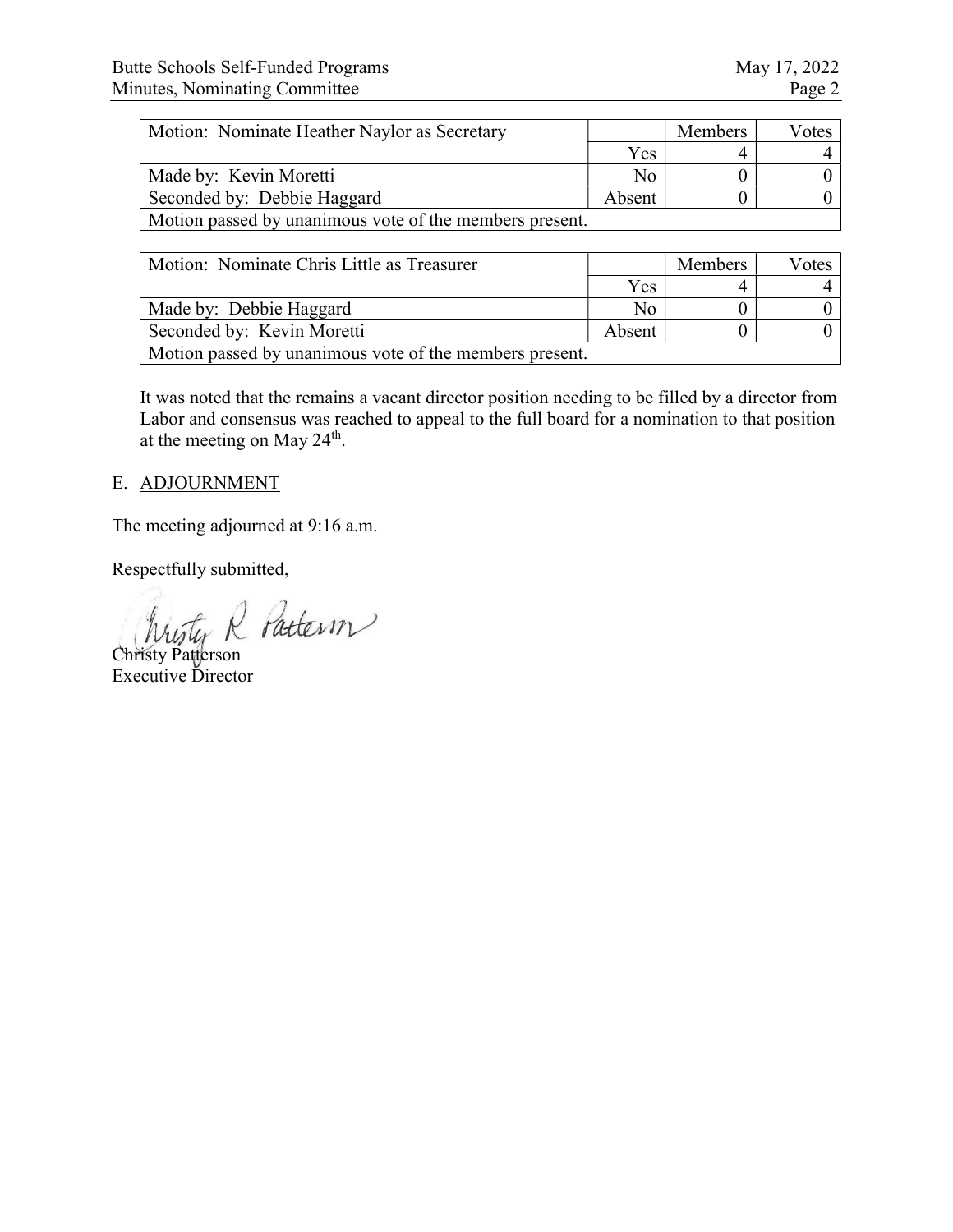| Motion: Nominate Heather Naylor as Secretary | | Members | Votes |
| --- | --- | --- | --- |
| | Yes | 4 | 4 |
| Made by: Kevin Moretti | No | 0 | 0 |
| Seconded by: Debbie Haggard | Absent | 0 | 0 |
| Motion passed by unanimous vote of the members present. | | | |

| Motion: Nominate Chris Little as Treasurer | | Members | Votes |
| --- | --- | --- | --- |
| | Yes | 4 | 4 |
| Made by: Debbie Haggard | No | 0 | 0 |
| Seconded by: Kevin Moretti | Absent | 0 | 0 |
| Motion passed by unanimous vote of the members present. | | | |

It was noted that the remains a vacant director position needing to be filled by a director from Labor and consensus was reached to appeal to the full board for a nomination to that position at the meeting on May 24th.

E. ADJOURNMENT

The meeting adjourned at 9:16 a.m.

Respectfully submitted,

Christy Patterson
Executive Director